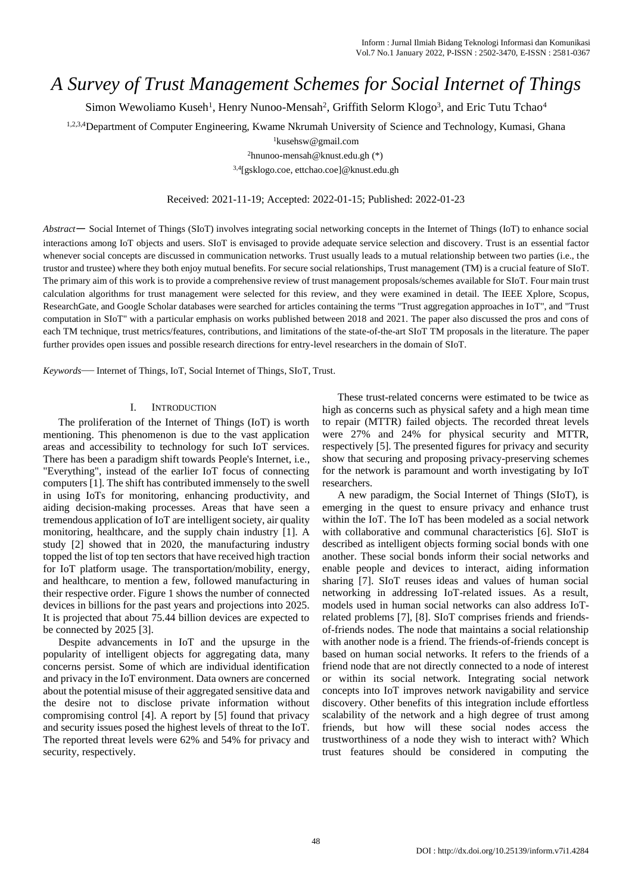# A Survey of Trust Management Schemes for Social Internet of Things

Simon Wewoliamo Kuseh[1], Henry Nunoo-Mensah[2], Griffith Selorm Klogo[3], and Eric Tutu Tchao[4]

[1,2,3,4]Department of Computer Engineering, Kwame Nkrumah University of Science and Technology, Kumasi, Ghana

[1]kusehsw@gmail.com

[2]hnunoo-mensah@knust.edu.gh (*)

[3,4][gsklogo.coe, ettchao.coe]@knust.edu.gh

Received: 2021-11-19; Accepted: 2022-01-15; Published: 2022-01-23

*Abstract*— Social Internet of Things (SIoT) involves integrating social networking concepts in the Internet of Things (IoT) to enhance social interactions among IoT objects and users. SIoT is envisaged to provide adequate service selection and discovery. Trust is an essential factor whenever social concepts are discussed in communication networks. Trust usually leads to a mutual relationship between two parties (i.e., the trustor and trustee) where they both enjoy mutual benefits. For secure social relationships, Trust management (TM) is a crucial feature of SIoT. The primary aim of this work is to provide a comprehensive review of trust management proposals/schemes available for SIoT. Four main trust calculation algorithms for trust management were selected for this review, and they were examined in detail. The IEEE Xplore, Scopus, ResearchGate, and Google Scholar databases were searched for articles containing the terms "Trust aggregation approaches in IoT", and "Trust computation in SIoT" with a particular emphasis on works published between 2018 and 2021. The paper also discussed the pros and cons of each TM technique, trust metrics/features, contributions, and limitations of the state-of-the-art SIoT TM proposals in the literature. The paper further provides open issues and possible research directions for entry-level researchers in the domain of SIoT.

*Keywords*— Internet of Things, IoT, Social Internet of Things, SIoT, Trust.

## I. Introduction

The proliferation of the Internet of Things (IoT) is worth mentioning. This phenomenon is due to the vast application areas and accessibility to technology for such IoT services. There has been a paradigm shift towards People's Internet, i.e., "Everything", instead of the earlier IoT focus of connecting computers [1]. The shift has contributed immensely to the swell in using IoTs for monitoring, enhancing productivity, and aiding decision-making processes. Areas that have seen a tremendous application of IoT are intelligent society, air quality monitoring, healthcare, and the supply chain industry [1]. A study [2] showed that in 2020, the manufacturing industry topped the list of top ten sectors that have received high traction for IoT platform usage. The transportation/mobility, energy, and healthcare, to mention a few, followed manufacturing in their respective order. Figure 1 shows the number of connected devices in billions for the past years and projections into 2025. It is projected that about 75.44 billion devices are expected to be connected by 2025 [3].

Despite advancements in IoT and the upsurge in the popularity of intelligent objects for aggregating data, many concerns persist. Some of which are individual identification and privacy in the IoT environment. Data owners are concerned about the potential misuse of their aggregated sensitive data and the desire not to disclose private information without compromising control [4]. A report by [5] found that privacy and security issues posed the highest levels of threat to the IoT. The reported threat levels were 62% and 54% for privacy and security, respectively.

These trust-related concerns were estimated to be twice as high as concerns such as physical safety and a high mean time to repair (MTTR) failed objects. The recorded threat levels were 27% and 24% for physical security and MTTR, respectively [5]. The presented figures for privacy and security show that securing and proposing privacy-preserving schemes for the network is paramount and worth investigating by IoT researchers.

A new paradigm, the Social Internet of Things (SIoT), is emerging in the quest to ensure privacy and enhance trust within the IoT. The IoT has been modeled as a social network with collaborative and communal characteristics [6]. SIoT is described as intelligent objects forming social bonds with one another. These social bonds inform their social networks and enable people and devices to interact, aiding information sharing [7]. SIoT reuses ideas and values of human social networking in addressing IoT-related issues. As a result, models used in human social networks can also address IoT-related problems [7], [8]. SIoT comprises friends and friends-of-friends nodes. The node that maintains a social relationship with another node is a friend. The friends-of-friends concept is based on human social networks. It refers to the friends of a friend node that are not directly connected to a node of interest or within its social network. Integrating social network concepts into IoT improves network navigability and service discovery. Other benefits of this integration include effortless scalability of the network and a high degree of trust among friends, but how will these social nodes access the trustworthiness of a node they wish to interact with? Which trust features should be considered in computing the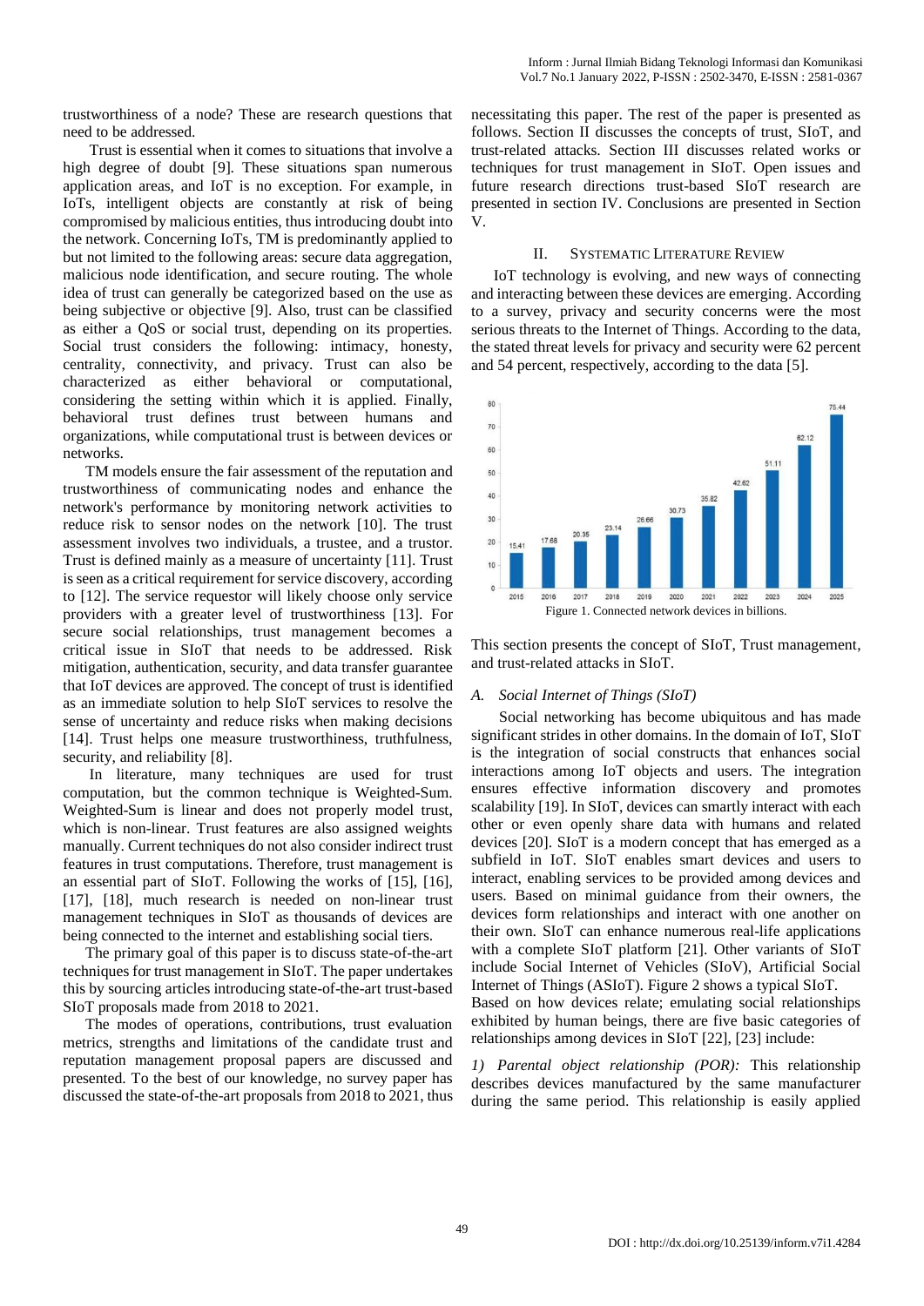trustworthiness of a node? These are research questions that need to be addressed.

Trust is essential when it comes to situations that involve a high degree of doubt [9]. These situations span numerous application areas, and IoT is no exception. For example, in IoTs, intelligent objects are constantly at risk of being compromised by malicious entities, thus introducing doubt into the network. Concerning IoTs, TM is predominantly applied to but not limited to the following areas: secure data aggregation, malicious node identification, and secure routing. The whole idea of trust can generally be categorized based on the use as being subjective or objective [9]. Also, trust can be classified as either a QoS or social trust, depending on its properties. Social trust considers the following: intimacy, honesty, centrality, connectivity, and privacy. Trust can also be characterized as either behavioral or computational, considering the setting within which it is applied. Finally, behavioral trust defines trust between humans and organizations, while computational trust is between devices or networks.

TM models ensure the fair assessment of the reputation and trustworthiness of communicating nodes and enhance the network's performance by monitoring network activities to reduce risk to sensor nodes on the network [10]. The trust assessment involves two individuals, a trustee, and a trustor. Trust is defined mainly as a measure of uncertainty [11]. Trust is seen as a critical requirement for service discovery, according to [12]. The service requestor will likely choose only service providers with a greater level of trustworthiness [13]. For secure social relationships, trust management becomes a critical issue in SIoT that needs to be addressed. Risk mitigation, authentication, security, and data transfer guarantee that IoT devices are approved. The concept of trust is identified as an immediate solution to help SIoT services to resolve the sense of uncertainty and reduce risks when making decisions [14]. Trust helps one measure trustworthiness, truthfulness, security, and reliability [8].

In literature, many techniques are used for trust computation, but the common technique is Weighted-Sum. Weighted-Sum is linear and does not properly model trust, which is non-linear. Trust features are also assigned weights manually. Current techniques do not also consider indirect trust features in trust computations. Therefore, trust management is an essential part of SIoT. Following the works of [15], [16], [17], [18], much research is needed on non-linear trust management techniques in SIoT as thousands of devices are being connected to the internet and establishing social tiers.

The primary goal of this paper is to discuss state-of-the-art techniques for trust management in SIoT. The paper undertakes this by sourcing articles introducing state-of-the-art trust-based SIoT proposals made from 2018 to 2021.

The modes of operations, contributions, trust evaluation metrics, strengths and limitations of the candidate trust and reputation management proposal papers are discussed and presented. To the best of our knowledge, no survey paper has discussed the state-of-the-art proposals from 2018 to 2021, thus necessitating this paper. The rest of the paper is presented as follows. Section II discusses the concepts of trust, SIoT, and trust-related attacks. Section III discusses related works or techniques for trust management in SIoT. Open issues and future research directions trust-based SIoT research are presented in section IV. Conclusions are presented in Section V.

## II. Systematic Literature Review

IoT technology is evolving, and new ways of connecting and interacting between these devices are emerging. According to a survey, privacy and security concerns were the most serious threats to the Internet of Things. According to the data, the stated threat levels for privacy and security were 62 percent and 54 percent, respectively, according to the data [5].

| Year | 2015 | 2016 | 2017 | 2018 | 2019 | 2020 | 2021 | 2022 | 2023 | 2024 | 2025 |
|---|---|---|---|---|---|---|---|---|---|---|---|
| Devices (billions) | 15.41 | 17.68 | 20.35 | 23.14 | 26.66 | 30.73 | 35.82 | 42.62 | 51.11 | 62.12 | 75.44 |

Figure 1. Connected network devices in billions.

This section presents the concept of SIoT, Trust management, and trust-related attacks in SIoT.

### A. Social Internet of Things (SIoT)

Social networking has become ubiquitous and has made significant strides in other domains. In the domain of IoT, SIoT is the integration of social constructs that enhances social interactions among IoT objects and users. The integration ensures effective information discovery and promotes scalability [19]. In SIoT, devices can smartly interact with each other or even openly share data with humans and related devices [20]. SIoT is a modern concept that has emerged as a subfield in IoT. SIoT enables smart devices and users to interact, enabling services to be provided among devices and users. Based on minimal guidance from their owners, the devices form relationships and interact with one another on their own. SIoT can enhance numerous real-life applications with a complete SIoT platform [21]. Other variants of SIoT include Social Internet of Vehicles (SIoV), Artificial Social Internet of Things (ASIoT). Figure 2 shows a typical SIoT.

Based on how devices relate; emulating social relationships exhibited by human beings, there are five basic categories of relationships among devices in SIoT [22], [23] include:

*1) Parental object relationship (POR):* This relationship describes devices manufactured by the same manufacturer during the same period. This relationship is easily applied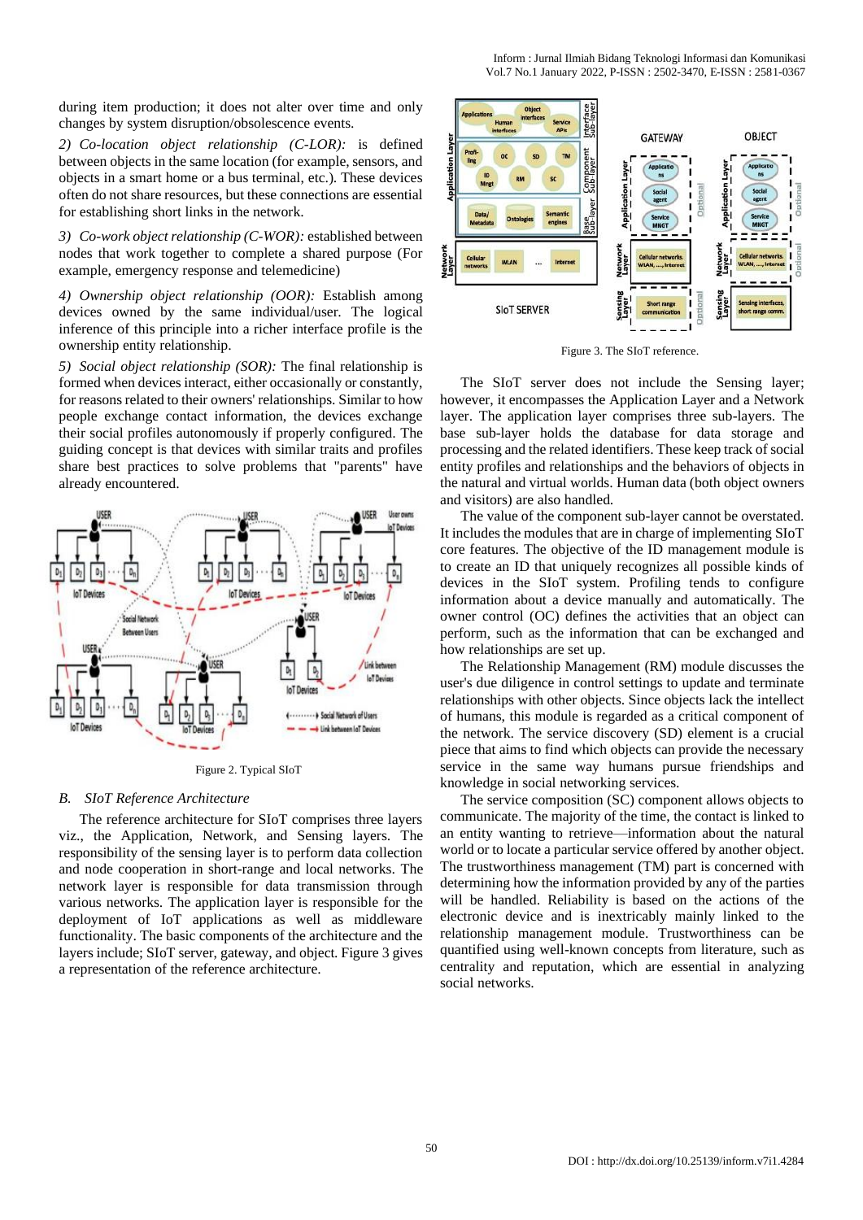during item production; it does not alter over time and only changes by system disruption/obsolescence events.

*2) Co-location object relationship (C-LOR):* is defined between objects in the same location (for example, sensors, and objects in a smart home or a bus terminal, etc.). These devices often do not share resources, but these connections are essential for establishing short links in the network.

*3) Co-work object relationship (C-WOR):* established between nodes that work together to complete a shared purpose (For example, emergency response and telemedicine)

*4) Ownership object relationship (OOR):* Establish among devices owned by the same individual/user. The logical inference of this principle into a richer interface profile is the ownership entity relationship.

*5) Social object relationship (SOR):* The final relationship is formed when devices interact, either occasionally or constantly, for reasons related to their owners' relationships. Similar to how people exchange contact information, the devices exchange their social profiles autonomously if properly configured. The guiding concept is that devices with similar traits and profiles share best practices to solve problems that "parents" have already encountered.

Figure 2. Typical SIoT

### B. SIoT Reference Architecture

The reference architecture for SIoT comprises three layers viz., the Application, Network, and Sensing layers. The responsibility of the sensing layer is to perform data collection and node cooperation in short-range and local networks. The network layer is responsible for data transmission through various networks. The application layer is responsible for the deployment of IoT applications as well as middleware functionality. The basic components of the architecture and the layers include; SIoT server, gateway, and object. Figure 3 gives a representation of the reference architecture.

Figure 3. The SIoT reference.

The SIoT server does not include the Sensing layer; however, it encompasses the Application Layer and a Network layer. The application layer comprises three sub-layers. The base sub-layer holds the database for data storage and processing and the related identifiers. These keep track of social entity profiles and relationships and the behaviors of objects in the natural and virtual worlds. Human data (both object owners and visitors) are also handled.

The value of the component sub-layer cannot be overstated. It includes the modules that are in charge of implementing SIoT core features. The objective of the ID management module is to create an ID that uniquely recognizes all possible kinds of devices in the SIoT system. Profiling tends to configure information about a device manually and automatically. The owner control (OC) defines the activities that an object can perform, such as the information that can be exchanged and how relationships are set up.

The Relationship Management (RM) module discusses the user's due diligence in control settings to update and terminate relationships with other objects. Since objects lack the intellect of humans, this module is regarded as a critical component of the network. The service discovery (SD) element is a crucial piece that aims to find which objects can provide the necessary service in the same way humans pursue friendships and knowledge in social networking services.

The service composition (SC) component allows objects to communicate. The majority of the time, the contact is linked to an entity wanting to retrieve—information about the natural world or to locate a particular service offered by another object. The trustworthiness management (TM) part is concerned with determining how the information provided by any of the parties will be handled. Reliability is based on the actions of the electronic device and is inextricably mainly linked to the relationship management module. Trustworthiness can be quantified using well-known concepts from literature, such as centrality and reputation, which are essential in analyzing social networks.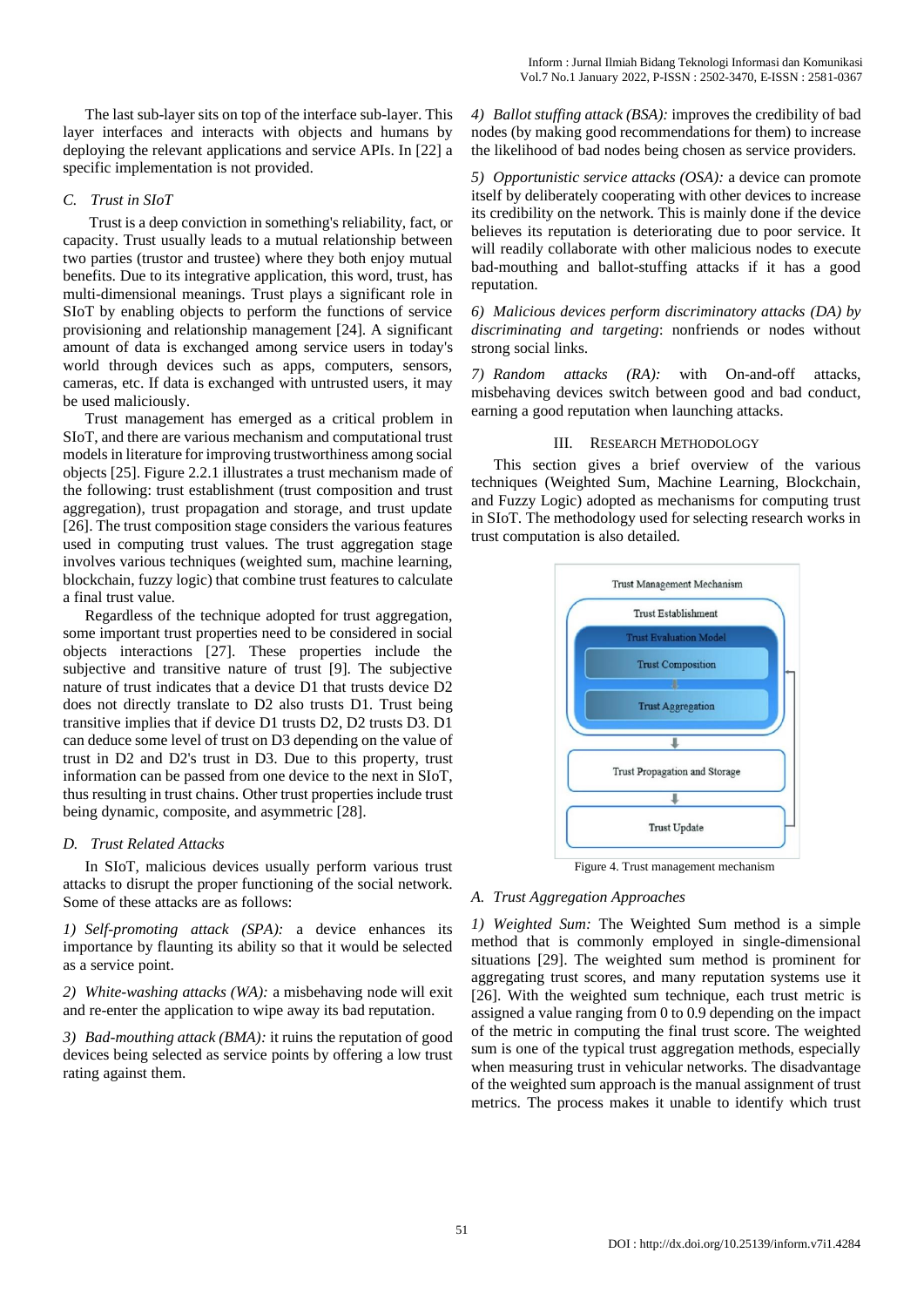The last sub-layer sits on top of the interface sub-layer. This layer interfaces and interacts with objects and humans by deploying the relevant applications and service APIs. In [22] a specific implementation is not provided.

### C. Trust in SIoT

Trust is a deep conviction in something's reliability, fact, or capacity. Trust usually leads to a mutual relationship between two parties (trustor and trustee) where they both enjoy mutual benefits. Due to its integrative application, this word, trust, has multi-dimensional meanings. Trust plays a significant role in SIoT by enabling objects to perform the functions of service provisioning and relationship management [24]. A significant amount of data is exchanged among service users in today's world through devices such as apps, computers, sensors, cameras, etc. If data is exchanged with untrusted users, it may be used maliciously.

Trust management has emerged as a critical problem in SIoT, and there are various mechanism and computational trust models in literature for improving trustworthiness among social objects [25]. Figure 2.2.1 illustrates a trust mechanism made of the following: trust establishment (trust composition and trust aggregation), trust propagation and storage, and trust update [26]. The trust composition stage considers the various features used in computing trust values. The trust aggregation stage involves various techniques (weighted sum, machine learning, blockchain, fuzzy logic) that combine trust features to calculate a final trust value.

Regardless of the technique adopted for trust aggregation, some important trust properties need to be considered in social objects interactions [27]. These properties include the subjective and transitive nature of trust [9]. The subjective nature of trust indicates that a device D1 that trusts device D2 does not directly translate to D2 also trusts D1. Trust being transitive implies that if device D1 trusts D2, D2 trusts D3. D1 can deduce some level of trust on D3 depending on the value of trust in D2 and D2's trust in D3. Due to this property, trust information can be passed from one device to the next in SIoT, thus resulting in trust chains. Other trust properties include trust being dynamic, composite, and asymmetric [28].

### D. Trust Related Attacks

In SIoT, malicious devices usually perform various trust attacks to disrupt the proper functioning of the social network. Some of these attacks are as follows:

*1) Self-promoting attack (SPA):* a device enhances its importance by flaunting its ability so that it would be selected as a service point.

*2) White-washing attacks (WA):* a misbehaving node will exit and re-enter the application to wipe away its bad reputation.

*3) Bad-mouthing attack (BMA):* it ruins the reputation of good devices being selected as service points by offering a low trust rating against them.

*4) Ballot stuffing attack (BSA):* improves the credibility of bad nodes (by making good recommendations for them) to increase the likelihood of bad nodes being chosen as service providers.

*5) Opportunistic service attacks (OSA):* a device can promote itself by deliberately cooperating with other devices to increase its credibility on the network. This is mainly done if the device believes its reputation is deteriorating due to poor service. It will readily collaborate with other malicious nodes to execute bad-mouthing and ballot-stuffing attacks if it has a good reputation.

*6) Malicious devices perform discriminatory attacks (DA) by discriminating and targeting*: nonfriends or nodes without strong social links.

*7) Random attacks (RA):* with On-and-off attacks, misbehaving devices switch between good and bad conduct, earning a good reputation when launching attacks.

## III. Research Methodology

This section gives a brief overview of the various techniques (Weighted Sum, Machine Learning, Blockchain, and Fuzzy Logic) adopted as mechanisms for computing trust in SIoT. The methodology used for selecting research works in trust computation is also detailed.

Trust Management Mechanism

Trust Establishment

Trust Evaluation Model

Trust Composition

Trust Aggregation

Trust Propagation and Storage

Trust Update

Figure 4. Trust management mechanism

### A. Trust Aggregation Approaches

*1) Weighted Sum:* The Weighted Sum method is a simple method that is commonly employed in single-dimensional situations [29]. The weighted sum method is prominent for aggregating trust scores, and many reputation systems use it [26]. With the weighted sum technique, each trust metric is assigned a value ranging from 0 to 0.9 depending on the impact of the metric in computing the final trust score. The weighted sum is one of the typical trust aggregation methods, especially when measuring trust in vehicular networks. The disadvantage of the weighted sum approach is the manual assignment of trust metrics. The process makes it unable to identify which trust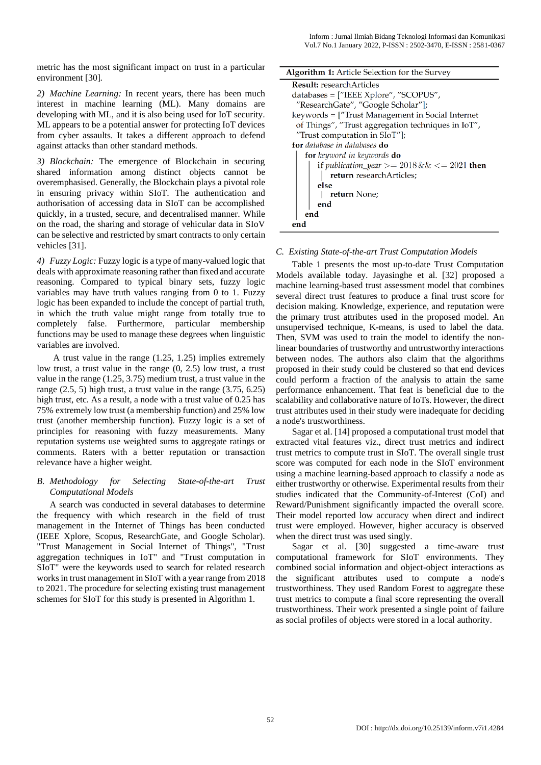metric has the most significant impact on trust in a particular environment [30].

*2) Machine Learning:* In recent years, there has been much interest in machine learning (ML). Many domains are developing with ML, and it is also being used for IoT security. ML appears to be a potential answer for protecting IoT devices from cyber assaults. It takes a different approach to defend against attacks than other standard methods.

*3) Blockchain:* The emergence of Blockchain in securing shared information among distinct objects cannot be overemphasised. Generally, the Blockchain plays a pivotal role in ensuring privacy within SIoT. The authentication and authorisation of accessing data in SIoT can be accomplished quickly, in a trusted, secure, and decentralised manner. While on the road, the sharing and storage of vehicular data in SIoV can be selective and restricted by smart contracts to only certain vehicles [31].

*4) Fuzzy Logic:* Fuzzy logic is a type of many-valued logic that deals with approximate reasoning rather than fixed and accurate reasoning. Compared to typical binary sets, fuzzy logic variables may have truth values ranging from 0 to 1. Fuzzy logic has been expanded to include the concept of partial truth, in which the truth value might range from totally true to completely false. Furthermore, particular membership functions may be used to manage these degrees when linguistic variables are involved.

A trust value in the range (1.25, 1.25) implies extremely low trust, a trust value in the range (0, 2.5) low trust, a trust value in the range (1.25, 3.75) medium trust, a trust value in the range (2.5, 5) high trust, a trust value in the range (3.75, 6.25) high trust, etc. As a result, a node with a trust value of 0.25 has 75% extremely low trust (a membership function) and 25% low trust (another membership function). Fuzzy logic is a set of principles for reasoning with fuzzy measurements. Many reputation systems use weighted sums to aggregate ratings or comments. Raters with a better reputation or transaction relevance have a higher weight.

### B. Methodology for Selecting State-of-the-art Trust Computational Models

A search was conducted in several databases to determine the frequency with which research in the field of trust management in the Internet of Things has been conducted (IEEE Xplore, Scopus, ResearchGate, and Google Scholar). "Trust Management in Social Internet of Things", "Trust aggregation techniques in IoT" and "Trust computation in SIoT" were the keywords used to search for related research works in trust management in SIoT with a year range from 2018 to 2021. The procedure for selecting existing trust management schemes for SIoT for this study is presented in Algorithm 1.

**Algorithm 1:** Article Selection for the Survey

```
Result: researchArticles
databases = ["IEEE Xplore", "SCOPUS",
  "ResearchGate", "Google Scholar"];
keywords = ["Trust Management in Social Internet
  of Things", "Trust aggregation techniques in IoT",
  "Trust computation in SIoT"];
for database in databases do
    for keyword in keywords do
        if publication_year >= 2018 && <= 2021 then
            return researchArticles;
        else
            return None;
        end
    end
end
```

### C. Existing State-of-the-art Trust Computation Models

Table 1 presents the most up-to-date Trust Computation Models available today. Jayasinghe et al. [32] proposed a machine learning-based trust assessment model that combines several direct trust features to produce a final trust score for decision making. Knowledge, experience, and reputation were the primary trust attributes used in the proposed model. An unsupervised technique, K-means, is used to label the data. Then, SVM was used to train the model to identify the non-linear boundaries of trustworthy and untrustworthy interactions between nodes. The authors also claim that the algorithms proposed in their study could be clustered so that end devices could perform a fraction of the analysis to attain the same performance enhancement. That feat is beneficial due to the scalability and collaborative nature of IoTs. However, the direct trust attributes used in their study were inadequate for deciding a node's trustworthiness.

Sagar et al. [14] proposed a computational trust model that extracted vital features viz., direct trust metrics and indirect trust metrics to compute trust in SIoT. The overall single trust score was computed for each node in the SIoT environment using a machine learning-based approach to classify a node as either trustworthy or otherwise. Experimental results from their studies indicated that the Community-of-Interest (CoI) and Reward/Punishment significantly impacted the overall score. Their model reported low accuracy when direct and indirect trust were employed. However, higher accuracy is observed when the direct trust was used singly.

Sagar et al. [30] suggested a time-aware trust computational framework for SIoT environments. They combined social information and object-object interactions as the significant attributes used to compute a node's trustworthiness. They used Random Forest to aggregate these trust metrics to compute a final score representing the overall trustworthiness. Their work presented a single point of failure as social profiles of objects were stored in a local authority.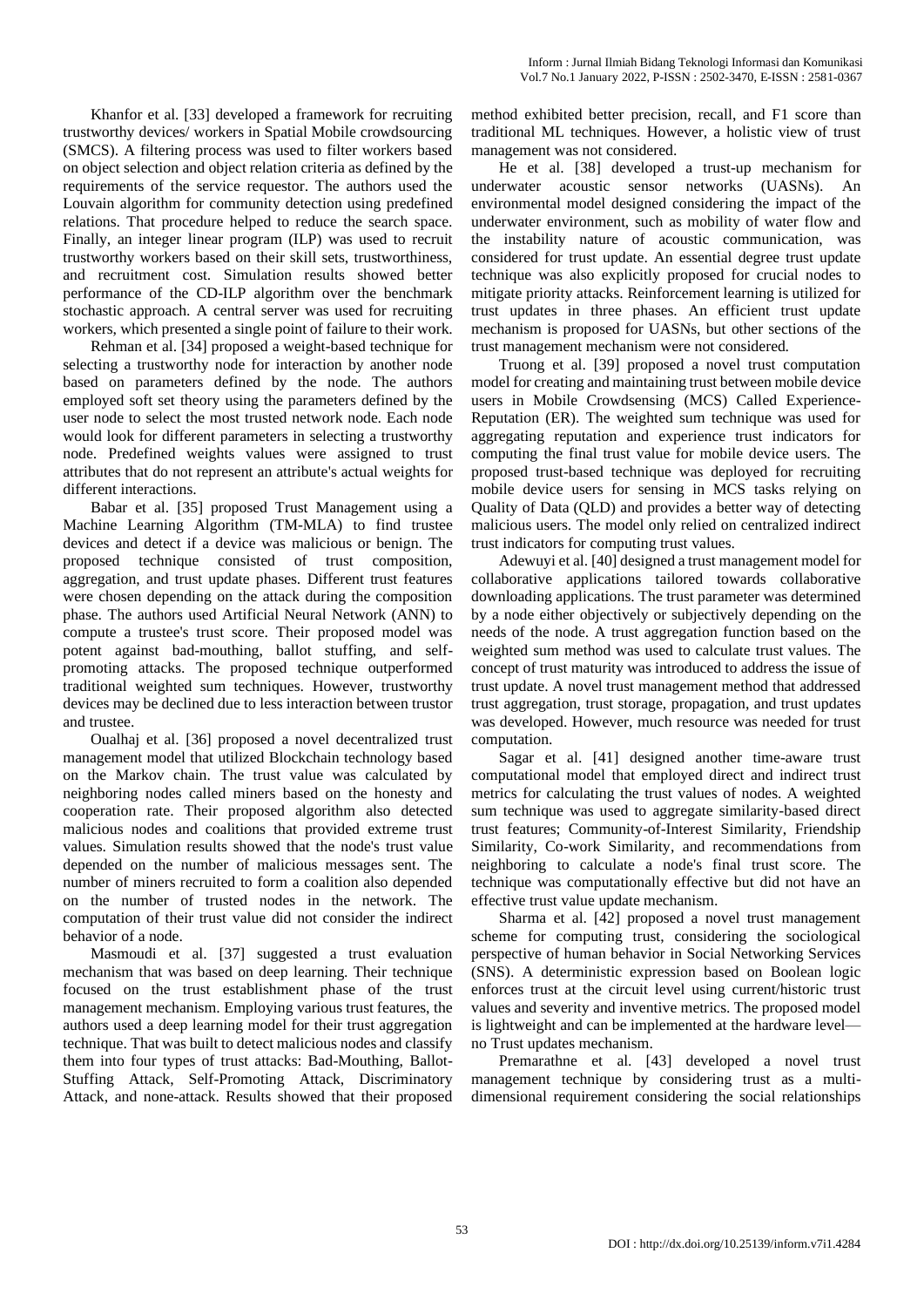Khanfor et al. [33] developed a framework for recruiting trustworthy devices/ workers in Spatial Mobile crowdsourcing (SMCS). A filtering process was used to filter workers based on object selection and object relation criteria as defined by the requirements of the service requestor. The authors used the Louvain algorithm for community detection using predefined relations. That procedure helped to reduce the search space. Finally, an integer linear program (ILP) was used to recruit trustworthy workers based on their skill sets, trustworthiness, and recruitment cost. Simulation results showed better performance of the CD-ILP algorithm over the benchmark stochastic approach. A central server was used for recruiting workers, which presented a single point of failure to their work.

Rehman et al. [34] proposed a weight-based technique for selecting a trustworthy node for interaction by another node based on parameters defined by the node. The authors employed soft set theory using the parameters defined by the user node to select the most trusted network node. Each node would look for different parameters in selecting a trustworthy node. Predefined weights values were assigned to trust attributes that do not represent an attribute's actual weights for different interactions.

Babar et al. [35] proposed Trust Management using a Machine Learning Algorithm (TM-MLA) to find trustee devices and detect if a device was malicious or benign. The proposed technique consisted of trust composition, aggregation, and trust update phases. Different trust features were chosen depending on the attack during the composition phase. The authors used Artificial Neural Network (ANN) to compute a trustee's trust score. Their proposed model was potent against bad-mouthing, ballot stuffing, and self-promoting attacks. The proposed technique outperformed traditional weighted sum techniques. However, trustworthy devices may be declined due to less interaction between trustor and trustee.

Oualhaj et al. [36] proposed a novel decentralized trust management model that utilized Blockchain technology based on the Markov chain. The trust value was calculated by neighboring nodes called miners based on the honesty and cooperation rate. Their proposed algorithm also detected malicious nodes and coalitions that provided extreme trust values. Simulation results showed that the node's trust value depended on the number of malicious messages sent. The number of miners recruited to form a coalition also depended on the number of trusted nodes in the network. The computation of their trust value did not consider the indirect behavior of a node.

Masmoudi et al. [37] suggested a trust evaluation mechanism that was based on deep learning. Their technique focused on the trust establishment phase of the trust management mechanism. Employing various trust features, the authors used a deep learning model for their trust aggregation technique. That was built to detect malicious nodes and classify them into four types of trust attacks: Bad-Mouthing, Ballot-Stuffing Attack, Self-Promoting Attack, Discriminatory Attack, and none-attack. Results showed that their proposed method exhibited better precision, recall, and F1 score than traditional ML techniques. However, a holistic view of trust management was not considered.

He et al. [38] developed a trust-up mechanism for underwater acoustic sensor networks (UASNs). An environmental model designed considering the impact of the underwater environment, such as mobility of water flow and the instability nature of acoustic communication, was considered for trust update. An essential degree trust update technique was also explicitly proposed for crucial nodes to mitigate priority attacks. Reinforcement learning is utilized for trust updates in three phases. An efficient trust update mechanism is proposed for UASNs, but other sections of the trust management mechanism were not considered.

Truong et al. [39] proposed a novel trust computation model for creating and maintaining trust between mobile device users in Mobile Crowdsensing (MCS) Called Experience-Reputation (ER). The weighted sum technique was used for aggregating reputation and experience trust indicators for computing the final trust value for mobile device users. The proposed trust-based technique was deployed for recruiting mobile device users for sensing in MCS tasks relying on Quality of Data (QLD) and provides a better way of detecting malicious users. The model only relied on centralized indirect trust indicators for computing trust values.

Adewuyi et al. [40] designed a trust management model for collaborative applications tailored towards collaborative downloading applications. The trust parameter was determined by a node either objectively or subjectively depending on the needs of the node. A trust aggregation function based on the weighted sum method was used to calculate trust values. The concept of trust maturity was introduced to address the issue of trust update. A novel trust management method that addressed trust aggregation, trust storage, propagation, and trust updates was developed. However, much resource was needed for trust computation.

Sagar et al. [41] designed another time-aware trust computational model that employed direct and indirect trust metrics for calculating the trust values of nodes. A weighted sum technique was used to aggregate similarity-based direct trust features; Community-of-Interest Similarity, Friendship Similarity, Co-work Similarity, and recommendations from neighboring to calculate a node's final trust score. The technique was computationally effective but did not have an effective trust value update mechanism.

Sharma et al. [42] proposed a novel trust management scheme for computing trust, considering the sociological perspective of human behavior in Social Networking Services (SNS). A deterministic expression based on Boolean logic enforces trust at the circuit level using current/historic trust values and severity and inventive metrics. The proposed model is lightweight and can be implemented at the hardware level—no Trust updates mechanism.

Premarathne et al. [43] developed a novel trust management technique by considering trust as a multi-dimensional requirement considering the social relationships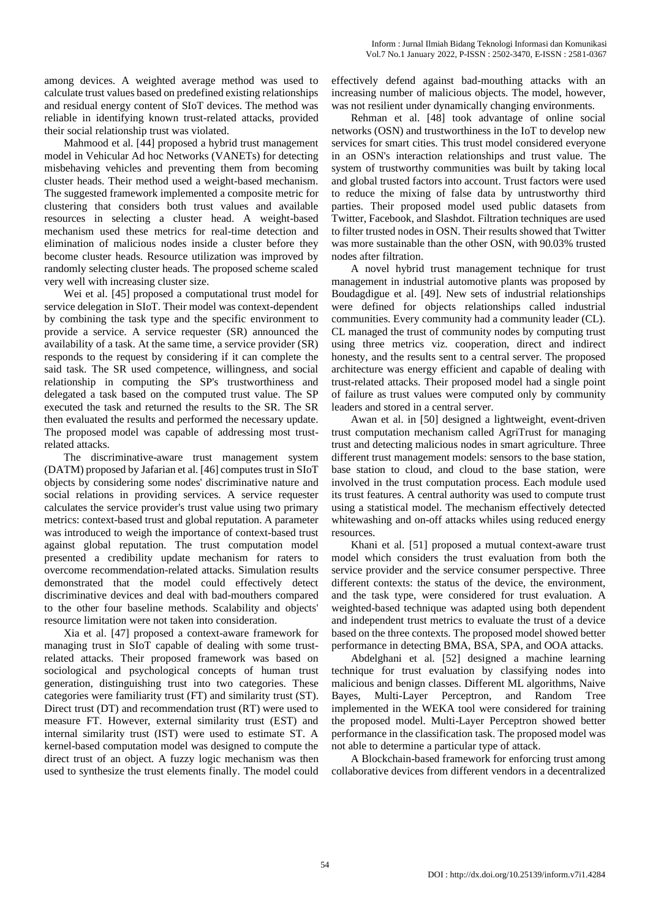among devices. A weighted average method was used to calculate trust values based on predefined existing relationships and residual energy content of SIoT devices. The method was reliable in identifying known trust-related attacks, provided their social relationship trust was violated.

Mahmood et al. [44] proposed a hybrid trust management model in Vehicular Ad hoc Networks (VANETs) for detecting misbehaving vehicles and preventing them from becoming cluster heads. Their method used a weight-based mechanism. The suggested framework implemented a composite metric for clustering that considers both trust values and available resources in selecting a cluster head. A weight-based mechanism used these metrics for real-time detection and elimination of malicious nodes inside a cluster before they become cluster heads. Resource utilization was improved by randomly selecting cluster heads. The proposed scheme scaled very well with increasing cluster size.

Wei et al. [45] proposed a computational trust model for service delegation in SIoT. Their model was context-dependent by combining the task type and the specific environment to provide a service. A service requester (SR) announced the availability of a task. At the same time, a service provider (SR) responds to the request by considering if it can complete the said task. The SR used competence, willingness, and social relationship in computing the SP's trustworthiness and delegated a task based on the computed trust value. The SP executed the task and returned the results to the SR. The SR then evaluated the results and performed the necessary update. The proposed model was capable of addressing most trust-related attacks.

The discriminative-aware trust management system (DATM) proposed by Jafarian et al. [46] computes trust in SIoT objects by considering some nodes' discriminative nature and social relations in providing services. A service requester calculates the service provider's trust value using two primary metrics: context-based trust and global reputation. A parameter was introduced to weigh the importance of context-based trust against global reputation. The trust computation model presented a credibility update mechanism for raters to overcome recommendation-related attacks. Simulation results demonstrated that the model could effectively detect discriminative devices and deal with bad-mouthers compared to the other four baseline methods. Scalability and objects' resource limitation were not taken into consideration.

Xia et al. [47] proposed a context-aware framework for managing trust in SIoT capable of dealing with some trust-related attacks. Their proposed framework was based on sociological and psychological concepts of human trust generation, distinguishing trust into two categories. These categories were familiarity trust (FT) and similarity trust (ST). Direct trust (DT) and recommendation trust (RT) were used to measure FT. However, external similarity trust (EST) and internal similarity trust (IST) were used to estimate ST. A kernel-based computation model was designed to compute the direct trust of an object. A fuzzy logic mechanism was then used to synthesize the trust elements finally. The model could effectively defend against bad-mouthing attacks with an increasing number of malicious objects. The model, however, was not resilient under dynamically changing environments.

Rehman et al. [48] took advantage of online social networks (OSN) and trustworthiness in the IoT to develop new services for smart cities. This trust model considered everyone in an OSN's interaction relationships and trust value. The system of trustworthy communities was built by taking local and global trusted factors into account. Trust factors were used to reduce the mixing of false data by untrustworthy third parties. Their proposed model used public datasets from Twitter, Facebook, and Slashdot. Filtration techniques are used to filter trusted nodes in OSN. Their results showed that Twitter was more sustainable than the other OSN, with 90.03% trusted nodes after filtration.

A novel hybrid trust management technique for trust management in industrial automotive plants was proposed by Boudagdigue et al. [49]. New sets of industrial relationships were defined for objects relationships called industrial communities. Every community had a community leader (CL). CL managed the trust of community nodes by computing trust using three metrics viz. cooperation, direct and indirect honesty, and the results sent to a central server. The proposed architecture was energy efficient and capable of dealing with trust-related attacks. Their proposed model had a single point of failure as trust values were computed only by community leaders and stored in a central server.

Awan et al. in [50] designed a lightweight, event-driven trust computation mechanism called AgriTrust for managing trust and detecting malicious nodes in smart agriculture. Three different trust management models: sensors to the base station, base station to cloud, and cloud to the base station, were involved in the trust computation process. Each module used its trust features. A central authority was used to compute trust using a statistical model. The mechanism effectively detected whitewashing and on-off attacks whiles using reduced energy resources.

Khani et al. [51] proposed a mutual context-aware trust model which considers the trust evaluation from both the service provider and the service consumer perspective. Three different contexts: the status of the device, the environment, and the task type, were considered for trust evaluation. A weighted-based technique was adapted using both dependent and independent trust metrics to evaluate the trust of a device based on the three contexts. The proposed model showed better performance in detecting BMA, BSA, SPA, and OOA attacks.

Abdelghani et al. [52] designed a machine learning technique for trust evaluation by classifying nodes into malicious and benign classes. Different ML algorithms, Naive Bayes, Multi-Layer Perceptron, and Random Tree implemented in the WEKA tool were considered for training the proposed model. Multi-Layer Perceptron showed better performance in the classification task. The proposed model was not able to determine a particular type of attack.

A Blockchain-based framework for enforcing trust among collaborative devices from different vendors in a decentralized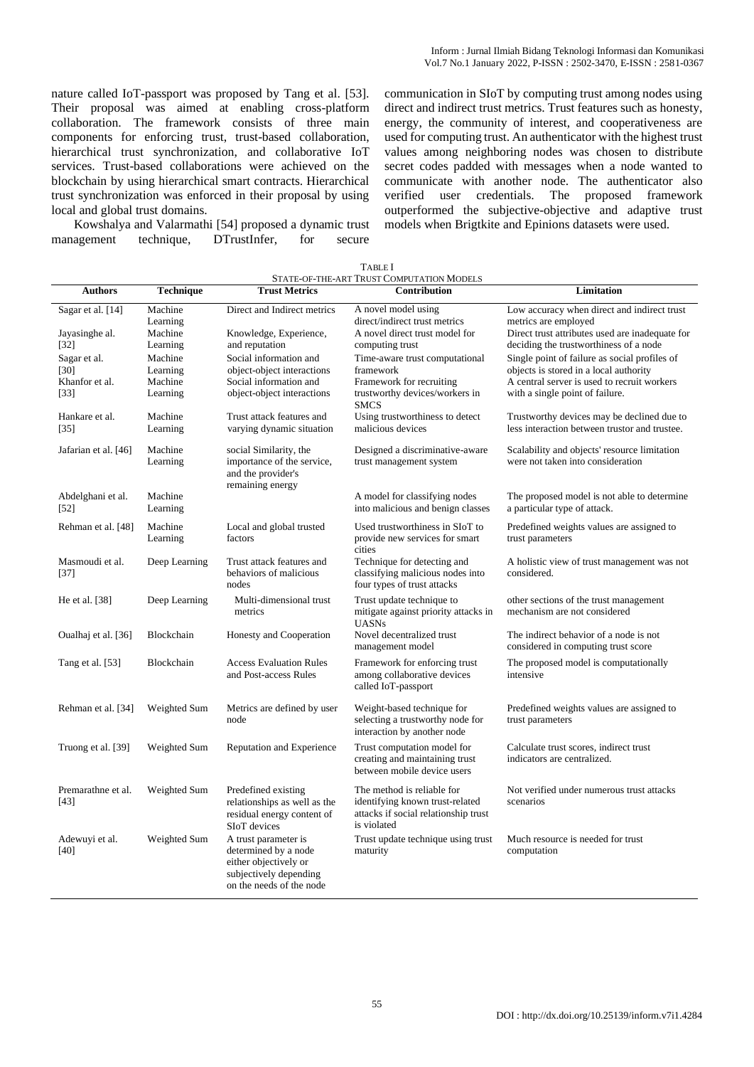nature called IoT-passport was proposed by Tang et al. [53]. Their proposal was aimed at enabling cross-platform collaboration. The framework consists of three main components for enforcing trust, trust-based collaboration, hierarchical trust synchronization, and collaborative IoT services. Trust-based collaborations were achieved on the blockchain by using hierarchical smart contracts. Hierarchical trust synchronization was enforced in their proposal by using local and global trust domains.

Kowshalya and Valarmathi [54] proposed a dynamic trust management technique, DTrustInfer, for secure communication in SIoT by computing trust among nodes using direct and indirect trust metrics. Trust features such as honesty, energy, the community of interest, and cooperativeness are used for computing trust. An authenticator with the highest trust values among neighboring nodes was chosen to distribute secret codes padded with messages when a node wanted to communicate with another node. The authenticator also verified user credentials. The proposed framework outperformed the subjective-objective and adaptive trust models when Brigtkite and Epinions datasets were used.

TABLE I
STATE-OF-THE-ART TRUST COMPUTATION MODELS

| Authors | Technique | Trust Metrics | Contribution | Limitation |
|---|---|---|---|---|
| Sagar et al. [14] | Machine Learning | Direct and Indirect metrics | A novel model using direct/indirect trust metrics | Low accuracy when direct and indirect trust metrics are employed |
| Jayasinghe al. [32] | Machine Learning | Knowledge, Experience, and reputation | A novel direct trust model for computing trust | Direct trust attributes used are inadequate for deciding the trustworthiness of a node |
| Sagar et al. [30] | Machine Learning | Social information and object-object interactions | Time-aware trust computational framework | Single point of failure as social profiles of objects is stored in a local authority |
| Khanfor et al. [33] | Machine Learning | Social information and object-object interactions | Framework for recruiting trustworthy devices/workers in SMCS | A central server is used to recruit workers with a single point of failure. |
| Hankare et al. [35] | Machine Learning | Trust attack features and varying dynamic situation | Using trustworthiness to detect malicious devices | Trustworthy devices may be declined due to less interaction between trustor and trustee. |
| Jafarian et al. [46] | Machine Learning | social Similarity, the importance of the service, and the provider's remaining energy | Designed a discriminative-aware trust management system | Scalability and objects' resource limitation were not taken into consideration |
| Abdelghani et al. [52] | Machine Learning | | A model for classifying nodes into malicious and benign classes | The proposed model is not able to determine a particular type of attack. |
| Rehman et al. [48] | Machine Learning | Local and global trusted factors | Used trustworthiness in SIoT to provide new services for smart cities | Predefined weights values are assigned to trust parameters |
| Masmoudi et al. [37] | Deep Learning | Trust attack features and behaviors of malicious nodes | Technique for detecting and classifying malicious nodes into four types of trust attacks | A holistic view of trust management was not considered. |
| He et al. [38] | Deep Learning | Multi-dimensional trust metrics | Trust update technique to mitigate against priority attacks in UASNs | other sections of the trust management mechanism are not considered |
| Oualhaj et al. [36] | Blockchain | Honesty and Cooperation | Novel decentralized trust management model | The indirect behavior of a node is not considered in computing trust score |
| Tang et al. [53] | Blockchain | Access Evaluation Rules and Post-access Rules | Framework for enforcing trust among collaborative devices called IoT-passport | The proposed model is computationally intensive |
| Rehman et al. [34] | Weighted Sum | Metrics are defined by user node | Weight-based technique for selecting a trustworthy node for interaction by another node | Predefined weights values are assigned to trust parameters |
| Truong et al. [39] | Weighted Sum | Reputation and Experience | Trust computation model for creating and maintaining trust between mobile device users | Calculate trust scores, indirect trust indicators are centralized. |
| Premarathne et al. [43] | Weighted Sum | Predefined existing relationships as well as the residual energy content of SIoT devices | The method is reliable for identifying known trust-related attacks if social relationship trust is violated | Not verified under numerous trust attacks scenarios |
| Adewuyi et al. [40] | Weighted Sum | A trust parameter is determined by a node either objectively or subjectively depending on the needs of the node | Trust update technique using trust maturity | Much resource is needed for trust computation |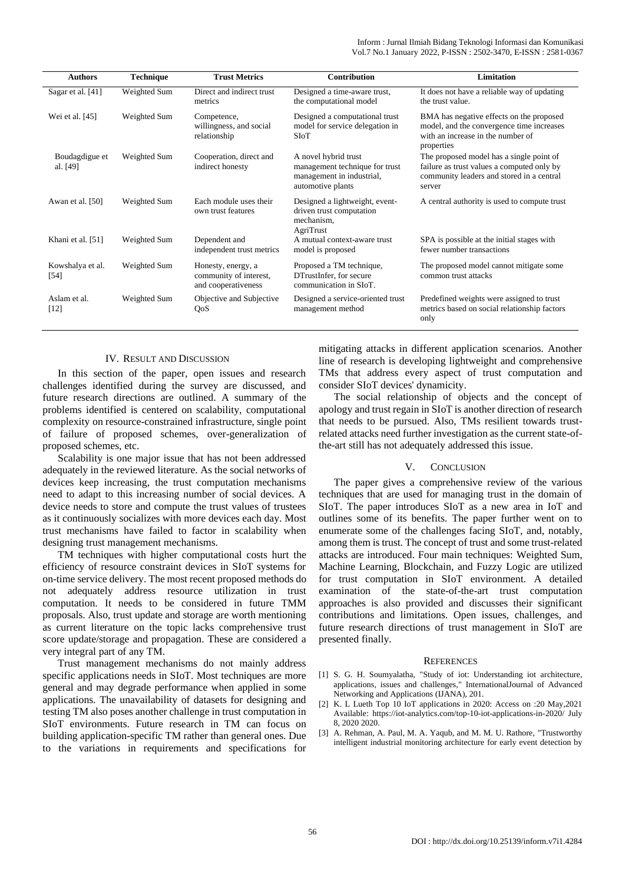| Authors | Technique | Trust Metrics | Contribution | Limitation |
|---|---|---|---|---|
| Sagar et al. [41] | Weighted Sum | Direct and indirect trust metrics | Designed a time-aware trust, the computational model | It does not have a reliable way of updating the trust value. |
| Wei et al. [45] | Weighted Sum | Competence, willingness, and social relationship | Designed a computational trust model for service delegation in SIoT | BMA has negative effects on the proposed model, and the convergence time increases with an increase in the number of properties |
| Boudagdigue et al. [49] | Weighted Sum | Cooperation, direct and indirect honesty | A novel hybrid trust management technique for trust management in industrial, automotive plants | The proposed model has a single point of failure as trust values a computed only by community leaders and stored in a central server |
| Awan et al. [50] | Weighted Sum | Each module uses their own trust features | Designed a lightweight, event-driven trust computation mechanism, AgriTrust | A central authority is used to compute trust |
| Khani et al. [51] | Weighted Sum | Dependent and independent trust metrics | A mutual context-aware trust model is proposed | SPA is possible at the initial stages with fewer number transactions |
| Kowshalya et al. [54] | Weighted Sum | Honesty, energy, a community of interest, and cooperativeness | Proposed a TM technique, DTrustInfer, for secure communication in SIoT. | The proposed model cannot mitigate some common trust attacks |
| Aslam et al. [12] | Weighted Sum | Objective and Subjective QoS | Designed a service-oriented trust management method | Predefined weights were assigned to trust metrics based on social relationship factors only |

## IV. Result and Discussion

In this section of the paper, open issues and research challenges identified during the survey are discussed, and future research directions are outlined. A summary of the problems identified is centered on scalability, computational complexity on resource-constrained infrastructure, single point of failure of proposed schemes, over-generalization of proposed schemes, etc.

Scalability is one major issue that has not been addressed adequately in the reviewed literature. As the social networks of devices keep increasing, the trust computation mechanisms need to adapt to this increasing number of social devices. A device needs to store and compute the trust values of trustees as it continuously socializes with more devices each day. Most trust mechanisms have failed to factor in scalability when designing trust management mechanisms.

TM techniques with higher computational costs hurt the efficiency of resource constraint devices in SIoT systems for on-time service delivery. The most recent proposed methods do not adequately address resource utilization in trust computation. It needs to be considered in future TMM proposals. Also, trust update and storage are worth mentioning as current literature on the topic lacks comprehensive trust score update/storage and propagation. These are considered a very integral part of any TM.

Trust management mechanisms do not mainly address specific applications needs in SIoT. Most techniques are more general and may degrade performance when applied in some applications. The unavailability of datasets for designing and testing TM also poses another challenge in trust computation in SIoT environments. Future research in TM can focus on building application-specific TM rather than general ones. Due to the variations in requirements and specifications for mitigating attacks in different application scenarios. Another line of research is developing lightweight and comprehensive TMs that address every aspect of trust computation and consider SIoT devices' dynamicity.

The social relationship of objects and the concept of apology and trust regain in SIoT is another direction of research that needs to be pursued. Also, TMs resilient towards trust-related attacks need further investigation as the current state-of-the-art still has not adequately addressed this issue.

## V. Conclusion

The paper gives a comprehensive review of the various techniques that are used for managing trust in the domain of SIoT. The paper introduces SIoT as a new area in IoT and outlines some of its benefits. The paper further went on to enumerate some of the challenges facing SIoT, and, notably, among them is trust. The concept of trust and some trust-related attacks are introduced. Four main techniques: Weighted Sum, Machine Learning, Blockchain, and Fuzzy Logic are utilized for trust computation in SIoT environment. A detailed examination of the state-of-the-art trust computation approaches is also provided and discusses their significant contributions and limitations. Open issues, challenges, and future research directions of trust management in SIoT are presented finally.

## References

[1] S. G. H. Soumyalatha, "Study of iot: Understanding iot architecture, applications, issues and challenges," InternationalJournal of Advanced Networking and Applications (IJANA), 201.

[2] K. L Lueth Top 10 IoT applications in 2020: Access on :20 May,2021 Available: https://iot-analytics.com/top-10-iot-applications-in-2020/ July 8, 2020 2020.

[3] A. Rehman, A. Paul, M. A. Yaqub, and M. M. U. Rathore, "Trustworthy intelligent industrial monitoring architecture for early event detection by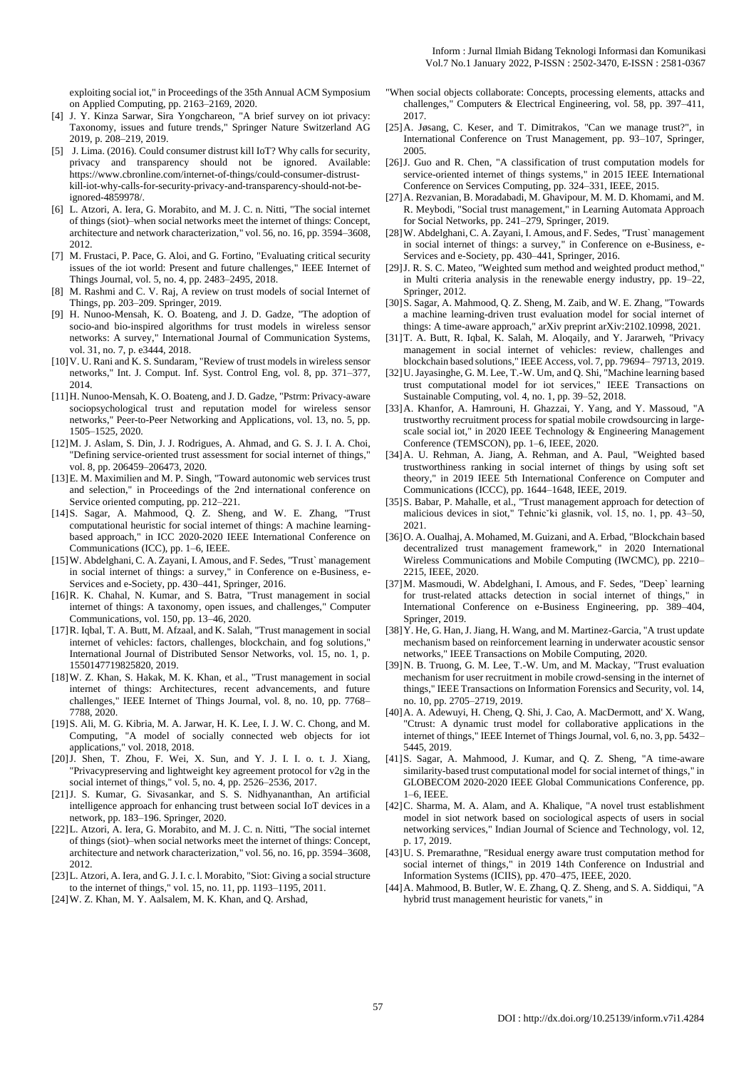exploiting social iot," in Proceedings of the 35th Annual ACM Symposium on Applied Computing, pp. 2163–2169, 2020.

[4] J. Y. Kinza Sarwar, Sira Yongchareon, "A brief survey on iot privacy: Taxonomy, issues and future trends," Springer Nature Switzerland AG 2019, p. 208–219, 2019.

[5] J. Lima. (2016). Could consumer distrust kill IoT? Why calls for security, privacy and transparency should not be ignored. Available: https://www.cbronline.com/internet-of-things/could-consumer-distrust-kill-iot-why-calls-for-security-privacy-and-transparency-should-not-be-ignored-4859978/.

[6] L. Atzori, A. Iera, G. Morabito, and M. J. C. n. Nitti, "The social internet of things (siot)–when social networks meet the internet of things: Concept, architecture and network characterization," vol. 56, no. 16, pp. 3594–3608, 2012.

[7] M. Frustaci, P. Pace, G. Aloi, and G. Fortino, "Evaluating critical security issues of the iot world: Present and future challenges," IEEE Internet of Things Journal, vol. 5, no. 4, pp. 2483–2495, 2018.

[8] M. Rashmi and C. V. Raj, A review on trust models of social Internet of Things, pp. 203–209. Springer, 2019.

[9] H. Nunoo-Mensah, K. O. Boateng, and J. D. Gadze, "The adoption of socio-and bio-inspired algorithms for trust models in wireless sensor networks: A survey," International Journal of Communication Systems, vol. 31, no. 7, p. e3444, 2018.

[10] V. U. Rani and K. S. Sundaram, "Review of trust models in wireless sensor networks," Int. J. Comput. Inf. Syst. Control Eng, vol. 8, pp. 371–377, 2014.

[11] H. Nunoo-Mensah, K. O. Boateng, and J. D. Gadze, "Pstrm: Privacy-aware sociopsychological trust and reputation model for wireless sensor networks," Peer-to-Peer Networking and Applications, vol. 13, no. 5, pp. 1505–1525, 2020.

[12] M. J. Aslam, S. Din, J. J. Rodrigues, A. Ahmad, and G. S. J. I. A. Choi, "Defining service-oriented trust assessment for social internet of things," vol. 8, pp. 206459–206473, 2020.

[13] E. M. Maximilien and M. P. Singh, "Toward autonomic web services trust and selection," in Proceedings of the 2nd international conference on Service oriented computing, pp. 212–221.

[14] S. Sagar, A. Mahmood, Q. Z. Sheng, and W. E. Zhang, "Trust computational heuristic for social internet of things: A machine learning-based approach," in ICC 2020-2020 IEEE International Conference on Communications (ICC), pp. 1–6, IEEE.

[15] W. Abdelghani, C. A. Zayani, I. Amous, and F. Sedes, "Trust` management in social internet of things: a survey," in Conference on e-Business, e-Services and e-Society, pp. 430–441, Springer, 2016.

[16] R. K. Chahal, N. Kumar, and S. Batra, "Trust management in social internet of things: A taxonomy, open issues, and challenges," Computer Communications, vol. 150, pp. 13–46, 2020.

[17] R. Iqbal, T. A. Butt, M. Afzaal, and K. Salah, "Trust management in social internet of vehicles: factors, challenges, blockchain, and fog solutions," International Journal of Distributed Sensor Networks, vol. 15, no. 1, p. 1550147719825820, 2019.

[18] W. Z. Khan, S. Hakak, M. K. Khan, et al., "Trust management in social internet of things: Architectures, recent advancements, and future challenges," IEEE Internet of Things Journal, vol. 8, no. 10, pp. 7768–7788, 2020.

[19] S. Ali, M. G. Kibria, M. A. Jarwar, H. K. Lee, I. J. W. C. Chong, and M. Computing, "A model of socially connected web objects for iot applications," vol. 2018, 2018.

[20] J. Shen, T. Zhou, F. Wei, X. Sun, and Y. J. I. I. o. t. J. Xiang, "Privacypreserving and lightweight key agreement protocol for v2g in the social internet of things," vol. 5, no. 4, pp. 2526–2536, 2017.

[21] J. S. Kumar, G. Sivasankar, and S. S. Nidhyananthan, An artificial intelligence approach for enhancing trust between social IoT devices in a network, pp. 183–196. Springer, 2020.

[22] L. Atzori, A. Iera, G. Morabito, and M. J. C. n. Nitti, "The social internet of things (siot)–when social networks meet the internet of things: Concept, architecture and network characterization," vol. 56, no. 16, pp. 3594–3608, 2012.

[23] L. Atzori, A. Iera, and G. J. I. c. l. Morabito, "Siot: Giving a social structure to the internet of things," vol. 15, no. 11, pp. 1193–1195, 2011.

[24] W. Z. Khan, M. Y. Aalsalem, M. K. Khan, and Q. Arshad, "When social objects collaborate: Concepts, processing elements, attacks and challenges," Computers & Electrical Engineering, vol. 58, pp. 397–411, 2017.

[25] A. Jøsang, C. Keser, and T. Dimitrakos, "Can we manage trust?", in International Conference on Trust Management, pp. 93–107, Springer, 2005.

[26] J. Guo and R. Chen, "A classification of trust computation models for service-oriented internet of things systems," in 2015 IEEE International Conference on Services Computing, pp. 324–331, IEEE, 2015.

[27] A. Rezvanian, B. Moradabadi, M. Ghavipour, M. M. D. Khomami, and M. R. Meybodi, "Social trust management," in Learning Automata Approach for Social Networks, pp. 241–279, Springer, 2019.

[28] W. Abdelghani, C. A. Zayani, I. Amous, and F. Sedes, "Trust` management in social internet of things: a survey," in Conference on e-Business, e-Services and e-Society, pp. 430–441, Springer, 2016.

[29] J. R. S. C. Mateo, "Weighted sum method and weighted product method," in Multi criteria analysis in the renewable energy industry, pp. 19–22, Springer, 2012.

[30] S. Sagar, A. Mahmood, Q. Z. Sheng, M. Zaib, and W. E. Zhang, "Towards a machine learning-driven trust evaluation model for social internet of things: A time-aware approach," arXiv preprint arXiv:2102.10998, 2021.

[31] T. A. Butt, R. Iqbal, K. Salah, M. Aloqaily, and Y. Jararweh, "Privacy management in social internet of vehicles: review, challenges and blockchain based solutions," IEEE Access, vol. 7, pp. 79694– 79713, 2019.

[32] U. Jayasinghe, G. M. Lee, T.-W. Um, and Q. Shi, "Machine learning based trust computational model for iot services," IEEE Transactions on Sustainable Computing, vol. 4, no. 1, pp. 39–52, 2018.

[33] A. Khanfor, A. Hamrouni, H. Ghazzai, Y. Yang, and Y. Massoud, "A trustworthy recruitment process for spatial mobile crowdsourcing in large-scale social iot," in 2020 IEEE Technology & Engineering Management Conference (TEMSCON), pp. 1–6, IEEE, 2020.

[34] A. U. Rehman, A. Jiang, A. Rehman, and A. Paul, "Weighted based trustworthiness ranking in social internet of things by using soft set theory," in 2019 IEEE 5th International Conference on Computer and Communications (ICCC), pp. 1644–1648, IEEE, 2019.

[35] S. Babar, P. Mahalle, et al., "Trust management approach for detection of malicious devices in siot," Tehnicˇki glasnik, vol. 15, no. 1, pp. 43–50, 2021.

[36] O. A. Oualhaj, A. Mohamed, M. Guizani, and A. Erbad, "Blockchain based decentralized trust management framework," in 2020 International Wireless Communications and Mobile Computing (IWCMC), pp. 2210–2215, IEEE, 2020.

[37] M. Masmoudi, W. Abdelghani, I. Amous, and F. Sedes, "Deep` learning for trust-related attacks detection in social internet of things," in International Conference on e-Business Engineering, pp. 389–404, Springer, 2019.

[38] Y. He, G. Han, J. Jiang, H. Wang, and M. Martinez-Garcia, "A trust update mechanism based on reinforcement learning in underwater acoustic sensor networks," IEEE Transactions on Mobile Computing, 2020.

[39] N. B. Truong, G. M. Lee, T.-W. Um, and M. Mackay, "Trust evaluation mechanism for user recruitment in mobile crowd-sensing in the internet of things," IEEE Transactions on Information Forensics and Security, vol. 14, no. 10, pp. 2705–2719, 2019.

[40] A. A. Adewuyi, H. Cheng, Q. Shi, J. Cao, A. MacDermott, and' X. Wang, "Ctrust: A dynamic trust model for collaborative applications in the internet of things," IEEE Internet of Things Journal, vol. 6, no. 3, pp. 5432–5445, 2019.

[41] S. Sagar, A. Mahmood, J. Kumar, and Q. Z. Sheng, "A time-aware similarity-based trust computational model for social internet of things," in GLOBECOM 2020-2020 IEEE Global Communications Conference, pp. 1–6, IEEE.

[42] C. Sharma, M. A. Alam, and A. Khalique, "A novel trust establishment model in siot network based on sociological aspects of users in social networking services," Indian Journal of Science and Technology, vol. 12, p. 17, 2019.

[43] U. S. Premarathne, "Residual energy aware trust computation method for social internet of things," in 2019 14th Conference on Industrial and Information Systems (ICIIS), pp. 470–475, IEEE, 2020.

[44] A. Mahmood, B. Butler, W. E. Zhang, Q. Z. Sheng, and S. A. Siddiqui, "A hybrid trust management heuristic for vanets," in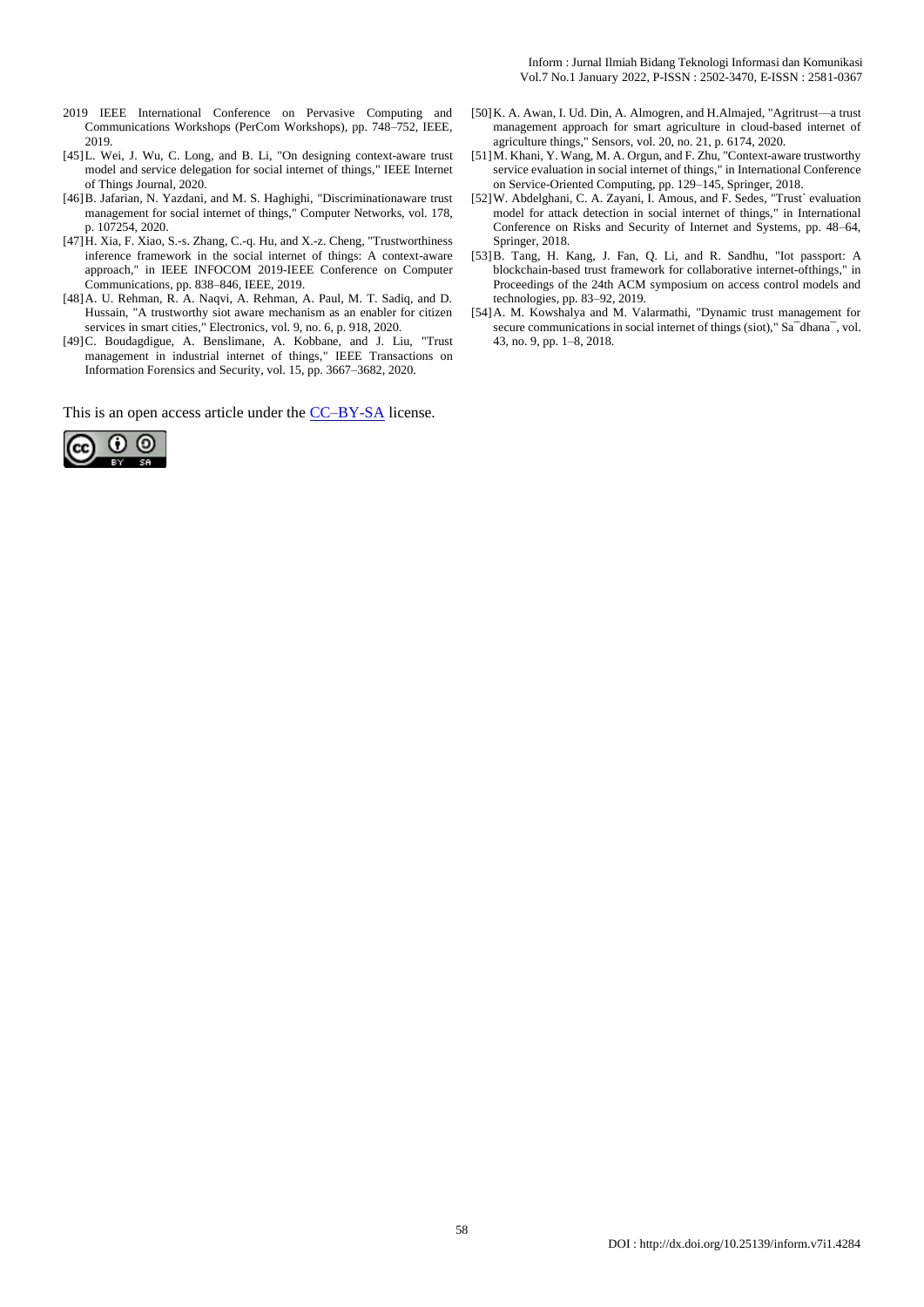2019 IEEE International Conference on Pervasive Computing and Communications Workshops (PerCom Workshops), pp. 748–752, IEEE, 2019.

[45] L. Wei, J. Wu, C. Long, and B. Li, "On designing context-aware trust model and service delegation for social internet of things," IEEE Internet of Things Journal, 2020.

[46] B. Jafarian, N. Yazdani, and M. S. Haghighi, "Discriminationaware trust management for social internet of things," Computer Networks, vol. 178, p. 107254, 2020.

[47] H. Xia, F. Xiao, S.-s. Zhang, C.-q. Hu, and X.-z. Cheng, "Trustworthiness inference framework in the social internet of things: A context-aware approach," in IEEE INFOCOM 2019-IEEE Conference on Computer Communications, pp. 838–846, IEEE, 2019.

[48] A. U. Rehman, R. A. Naqvi, A. Rehman, A. Paul, M. T. Sadiq, and D. Hussain, "A trustworthy siot aware mechanism as an enabler for citizen services in smart cities," Electronics, vol. 9, no. 6, p. 918, 2020.

[49] C. Boudagdigue, A. Benslimane, A. Kobbane, and J. Liu, "Trust management in industrial internet of things," IEEE Transactions on Information Forensics and Security, vol. 15, pp. 3667–3682, 2020.

[50] K. A. Awan, I. Ud. Din, A. Almogren, and H.Almajed, "Agritrust—a trust management approach for smart agriculture in cloud-based internet of agriculture things," Sensors, vol. 20, no. 21, p. 6174, 2020.

[51] M. Khani, Y. Wang, M. A. Orgun, and F. Zhu, "Context-aware trustworthy service evaluation in social internet of things," in International Conference on Service-Oriented Computing, pp. 129–145, Springer, 2018.

[52] W. Abdelghani, C. A. Zayani, I. Amous, and F. Sedes, "Trust` evaluation model for attack detection in social internet of things," in International Conference on Risks and Security of Internet and Systems, pp. 48–64, Springer, 2018.

[53] B. Tang, H. Kang, J. Fan, Q. Li, and R. Sandhu, "Iot passport: A blockchain-based trust framework for collaborative internet-ofthings," in Proceedings of the 24th ACM symposium on access control models and technologies, pp. 83–92, 2019.

[54] A. M. Kowshalya and M. Valarmathi, "Dynamic trust management for secure communications in social internet of things (siot)," Sa¯dhana¯, vol. 43, no. 9, pp. 1–8, 2018.

This is an open access article under the CC–BY-SA license.